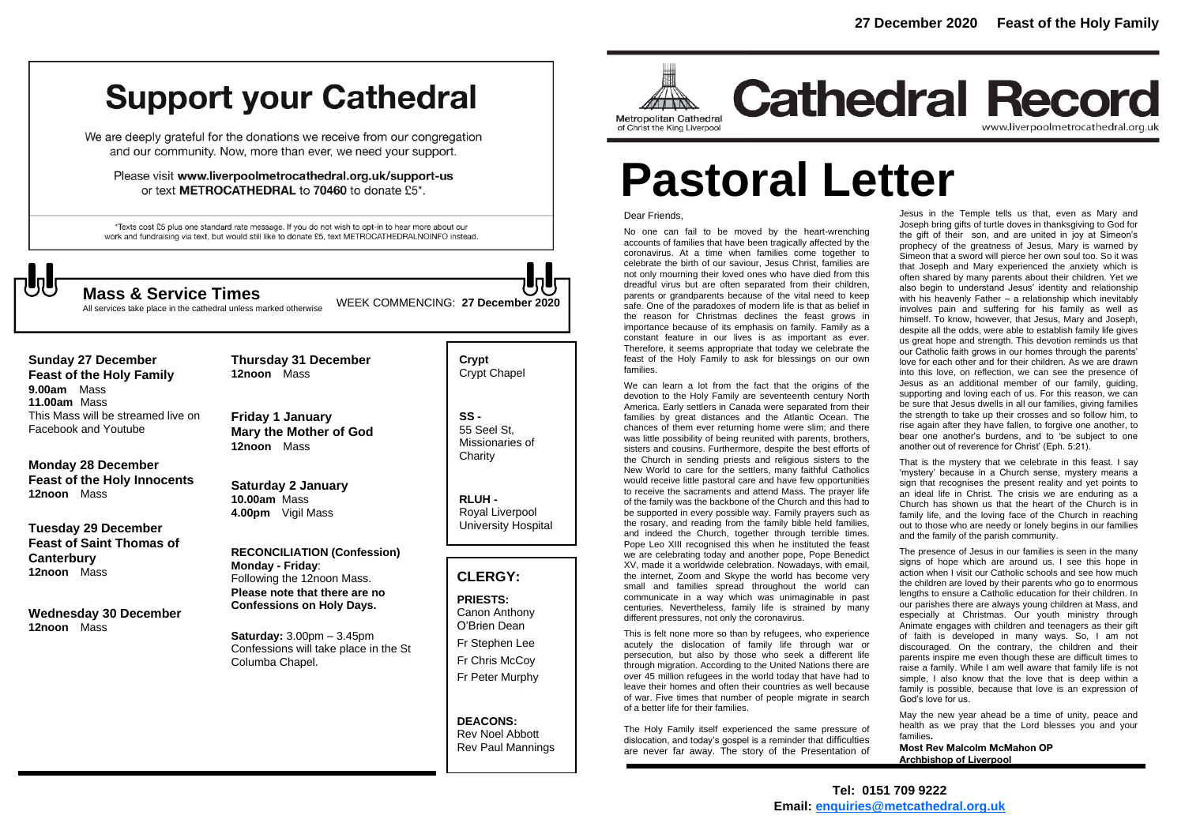# Support your Cathedral

We are deeply grateful for the donations we receive from our congregation and our community. Now, more than ever, we need your support.

Please visit **www.liverpoolmetrocathedral.org.uk/support-us** or text **METROCATHEDRAL** to **70460** to donate £5*.

*Texts cost £5 plus one standard rate message. If you do not wish to opt-in to hear more about our work and fundraising via text, but would still like to donate £5, text METROCATHEDRALNOINFO instead.

## Mass & Service Times

All services take place in the cathedral unless marked otherwise

WEEK COMMENCING: **27 December 2020**

**Sunday 27 December**
**Feast of the Holy Family**
**9.00am** Mass
**11.00am** Mass
This Mass will be streamed live on Facebook and Youtube

**Monday 28 December**
**Feast of the Holy Innocents**
**12noon** Mass

**Tuesday 29 December**
**Feast of Saint Thomas of Canterbury**
**12noon** Mass

**Wednesday 30 December**
**12noon** Mass

**Thursday 31 December**
**12noon** Mass

**Friday 1 January**
**Mary the Mother of God**
**12noon** Mass

**Saturday 2 January**
**10.00am** Mass
**4.00pm** Vigil Mass

**RECONCILIATION (Confession)**
**Monday - Friday**:
Following the 12noon Mass.
**Please note that there are no Confessions on Holy Days.**

**Saturday:** 3.00pm – 3.45pm
Confessions will take place in the St Columba Chapel.

**Crypt**
Crypt Chapel

**SS -**
55 Seel St, Missionaries of Charity

**RLUH -**
Royal Liverpool University Hospital

## CLERGY:

**PRIESTS:**
Canon Anthony O'Brien Dean
Fr Stephen Lee
Fr Chris McCoy
Fr Peter Murphy

**DEACONS:**
Rev Noel Abbott
Rev Paul Mannings

**27 December 2020 Feast of the Holy Family**

Metropolitan Cathedral of Christ the King Liverpool

# Cathedral Record

www.liverpoolmetrocathedral.org.uk

# Pastoral Letter

Dear Friends,

No one can fail to be moved by the heart-wrenching accounts of families that have been tragically affected by the coronavirus. At a time when families come together to celebrate the birth of our saviour, Jesus Christ, families are not only mourning their loved ones who have died from this dreadful virus but are often separated from their children, parents or grandparents because of the vital need to keep safe. One of the paradoxes of modern life is that as belief in the reason for Christmas declines the feast grows in importance because of its emphasis on family. Family as a constant feature in our lives is as important as ever. Therefore, it seems appropriate that today we celebrate the feast of the Holy Family to ask for blessings on our own families.

We can learn a lot from the fact that the origins of the devotion to the Holy Family are seventeenth century North America. Early settlers in Canada were separated from their families by great distances and the Atlantic Ocean. The chances of them ever returning home were slim; and there was little possibility of being reunited with parents, brothers, sisters and cousins. Furthermore, despite the best efforts of the Church in sending priests and religious sisters to the New World to care for the settlers, many faithful Catholics would receive little pastoral care and have few opportunities to receive the sacraments and attend Mass. The prayer life of the family was the backbone of the Church and this had to be supported in every possible way. Family prayers such as the rosary, and reading from the family bible held families, and indeed the Church, together through terrible times. Pope Leo XIII recognised this when he instituted the feast we are celebrating today and another pope, Pope Benedict XV, made it a worldwide celebration. Nowadays, with email, the internet, Zoom and Skype the world has become very small and families spread throughout the world can communicate in a way which was unimaginable in past centuries. Nevertheless, family life is strained by many different pressures, not only the coronavirus.

This is felt none more so than by refugees, who experience acutely the dislocation of family life through war or persecution, but also by those who seek a different life through migration. According to the United Nations there are over 45 million refugees in the world today that have had to leave their homes and often their countries as well because of war. Five times that number of people migrate in search of a better life for their families.

The Holy Family itself experienced the same pressure of dislocation, and today's gospel is a reminder that difficulties are never far away. The story of the Presentation of Jesus in the Temple tells us that, even as Mary and Joseph bring gifts of turtle doves in thanksgiving to God for the gift of their son, and are united in joy at Simeon's prophecy of the greatness of Jesus, Mary is warned by Simeon that a sword will pierce her own soul too. So it was that Joseph and Mary experienced the anxiety which is often shared by many parents about their children. Yet we also begin to understand Jesus' identity and relationship with his heavenly Father – a relationship which inevitably involves pain and suffering for his family as well as himself. To know, however, that Jesus, Mary and Joseph, despite all the odds, were able to establish family life gives us great hope and strength. This devotion reminds us that our Catholic faith grows in our homes through the parents' love for each other and for their children. As we are drawn into this love, on reflection, we can see the presence of Jesus as an additional member of our family, guiding, supporting and loving each of us. For this reason, we can be sure that Jesus dwells in all our families, giving families the strength to take up their crosses and so follow him, to rise again after they have fallen, to forgive one another, to bear one another's burdens, and to 'be subject to one another out of reverence for Christ' (Eph. 5:21).

That is the mystery that we celebrate in this feast. I say 'mystery' because in a Church sense, mystery means a sign that recognises the present reality and yet points to an ideal life in Christ. The crisis we are enduring as a Church has shown us that the heart of the Church is in family life, and the loving face of the Church in reaching out to those who are needy or lonely begins in our families and the family of the parish community.

The presence of Jesus in our families is seen in the many signs of hope which are around us. I see this hope in action when I visit our Catholic schools and see how much the children are loved by their parents who go to enormous lengths to ensure a Catholic education for their children. In our parishes there are always young children at Mass, and especially at Christmas. Our youth ministry through Animate engages with children and teenagers as their gift of faith is developed in many ways. So, I am not discouraged. On the contrary, the children and their parents inspire me even though these are difficult times to raise a family. While I am well aware that family life is not simple, I also know that the love that is deep within a family is possible, because that love is an expression of God's love for us.

May the new year ahead be a time of unity, peace and health as we pray that the Lord blesses you and your families.

**Most Rev Malcolm McMahon OP**
**Archbishop of Liverpool**

**Tel: 0151 709 9222**
**Email: enquiries@metcathedral.org.uk**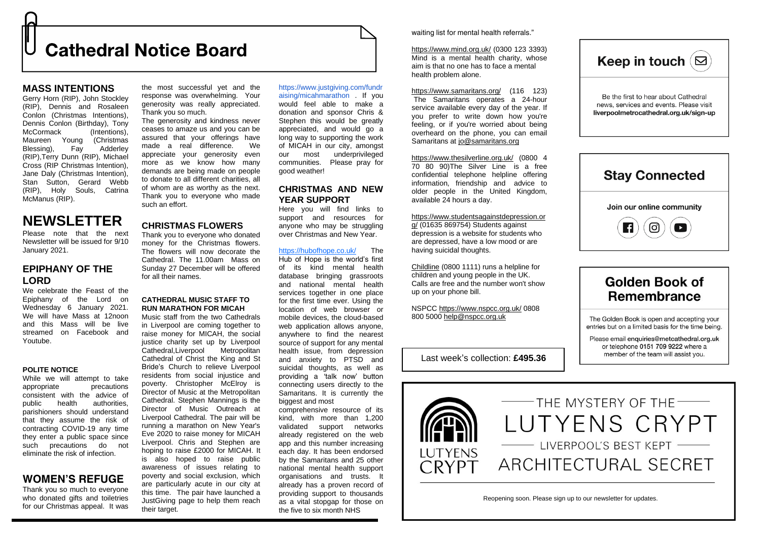# Cathedral Notice Board

## MASS INTENTIONS

Gerry Horn (RIP), John Stockley (RIP), Dennis and Rosaleen Conlon (Christmas Intentions), Dennis Conlon (Birthday), Tony McCormack (Intentions), Maureen Young (Christmas Blessing), Fay Adderley (RIP),Terry Dunn (RIP), Michael Cross (RIP Christmas Intention), Jane Daly (Christmas Intention), Stan Sutton, Gerard Webb (RIP), Holy Souls, Catrina McManus (RIP).

# NEWSLETTER

Please note that the next Newsletter will be issued for 9/10 January 2021.

## EPIPHANY OF THE LORD

We celebrate the Feast of the Epiphany of the Lord on Wednesday 6 January 2021. We will have Mass at 12noon and this Mass will be live streamed on Facebook and Youtube.

### POLITE NOTICE

While we will attempt to take appropriate precautions consistent with the advice of public health authorities, parishioners should understand that they assume the risk of contracting COVID-19 any time they enter a public space since such precautions do not eliminate the risk of infection.

## WOMEN'S REFUGE

Thank you so much to everyone who donated gifts and toiletries for our Christmas appeal. It was the most successful yet and the response was overwhelming. Your generosity was really appreciated. Thank you so much.

The generosity and kindness never ceases to amaze us and you can be assured that your offerings have made a real difference. We appreciate your generosity even more as we know how many demands are being made on people to donate to all different charities, all of whom are as worthy as the next. Thank you to everyone who made such an effort.

## CHRISTMAS FLOWERS

Thank you to everyone who donated money for the Christmas flowers. The flowers will now decorate the Cathedral. The 11.00am Mass on Sunday 27 December will be offered for all their names.

### CATHEDRAL MUSIC STAFF TO RUN MARATHON FOR MICAH

Music staff from the two Cathedrals in Liverpool are coming together to raise money for MICAH, the social justice charity set up by Liverpool Cathedral,Liverpool Metropolitan Cathedral of Christ the King and St Bride's Church to relieve Liverpool residents from social injustice and poverty. Christopher McElroy is Director of Music at the Metropolitan Cathedral. Stephen Mannings is the Director of Music Outreach at Liverpool Cathedral. The pair will be running a marathon on New Year's Eve 2020 to raise money for MICAH Liverpool. Chris and Stephen are hoping to raise £2000 for MICAH. It is also hoped to raise public awareness of issues relating to poverty and social exclusion, which are particularly acute in our city at this time. The pair have launched a JustGiving page to help them reach their target. https://www.justgiving.com/fundraising/micahmarathon . If you would feel able to make a donation and sponsor Chris & Stephen this would be greatly appreciated, and would go a long way to supporting the work of MICAH in our city, amongst our most underprivileged communities. Please pray for good weather!

## CHRISTMAS AND NEW YEAR SUPPORT

Here you will find links to support and resources for anyone who may be struggling over Christmas and New Year.

https://hubofhope.co.uk/ The Hub of Hope is the world's first of its kind mental health database bringing grassroots and national mental health services together in one place for the first time ever. Using the location of web browser or mobile devices, the cloud-based web application allows anyone, anywhere to find the nearest source of support for any mental health issue, from depression and anxiety to PTSD and suicidal thoughts, as well as providing a 'talk now' button connecting users directly to the Samaritans. It is currently the biggest and most comprehensive resource of its kind, with more than 1,200 validated support networks already registered on the web app and this number increasing each day. It has been endorsed by the Samaritans and 25 other national mental health support organisations and trusts. It already has a proven record of providing support to thousands as a vital stopgap for those on the five to six month NHS waiting list for mental health referrals."

https://www.mind.org.uk/ (0300 123 3393) Mind is a mental health charity, whose aim is that no one has to face a mental health problem alone.

https://www.samaritans.org/ (116 123) The Samaritans operates a 24-hour service available every day of the year. If you prefer to write down how you're feeling, or if you're worried about being overheard on the phone, you can email Samaritans at jo@samaritans.org

https://www.thesilverline.org.uk/ (0800 4 70 80 90)The Silver Line is a free confidential telephone helpline offering information, friendship and advice to older people in the United Kingdom, available 24 hours a day.

https://www.studentsagainstdepression.org/ (01635 869754) Students against depression is a website for students who are depressed, have a low mood or are having suicidal thoughts.

Childline (0800 1111) runs a helpline for children and young people in the UK. Calls are free and the number won't show up on your phone bill.

NSPCC https://www.nspcc.org.uk/ 0808 800 5000 help@nspcc.org.uk

Last week's collection: **£495.36**

## Keep in touch

Be the first to hear about Cathedral news, services and events. Please visit **liverpoolmetrocathedral.org.uk/sign-up**

## Stay Connected

**Join our online community**

## Golden Book of Remembrance

The Golden Book is open and accepting your entries but on a limited basis for the time being.

Please email **enquiries@metcathedral.org.uk** or telephone **0151 709 9222** where a member of the team will assist you.

LUTYENS CRYPT

THE MYSTERY OF THE LUTYENS CRYPT — LIVERPOOL'S BEST KEPT ARCHITECTURAL SECRET

Reopening soon. Please sign up to our newsletter for updates.